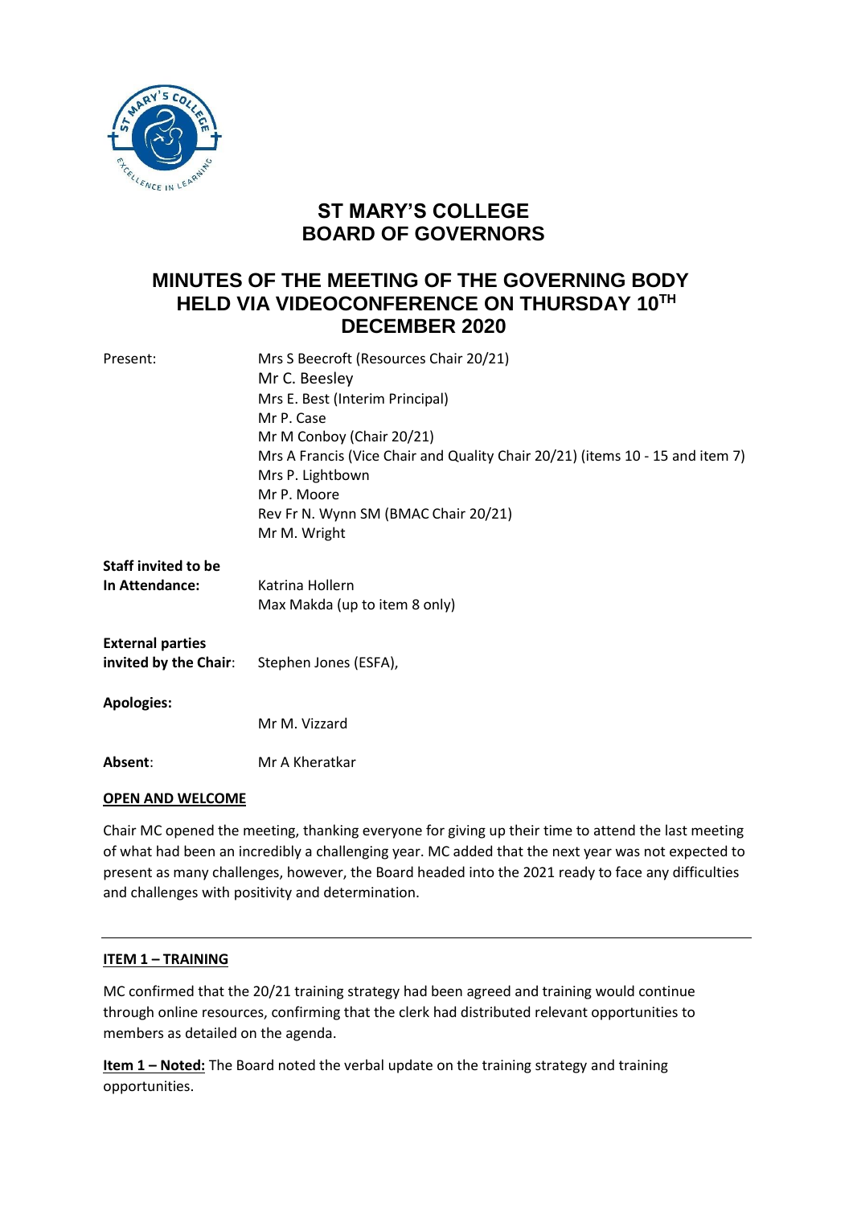# ST MARY'S COLLEGE
# BOARD OF GOVERNORS

## MINUTES OF THE MEETING OF THE GOVERNING BODY HELD VIA VIDEOCONFERENCE ON THURSDAY 10TH DECEMBER 2020

| | |
|---|---|
| Present: | Mrs S Beecroft (Resources Chair 20/21)<br>Mr C. Beesley<br>Mrs E. Best (Interim Principal)<br>Mr P. Case<br>Mr M Conboy (Chair 20/21)<br>Mrs A Francis (Vice Chair and Quality Chair 20/21) (items 10 - 15 and item 7)<br>Mrs P. Lightbown<br>Mr P. Moore<br>Rev Fr N. Wynn SM (BMAC Chair 20/21)<br>Mr M. Wright |
| **Staff invited to be In Attendance:** | Katrina Hollern<br>Max Makda (up to item 8 only) |
| **External parties invited by the Chair**: | Stephen Jones (ESFA), |
| **Apologies:** | Mr M. Vizzard |
| **Absent**: | Mr A Kheratkar |

**OPEN AND WELCOME**

Chair MC opened the meeting, thanking everyone for giving up their time to attend the last meeting of what had been an incredibly a challenging year. MC added that the next year was not expected to present as many challenges, however, the Board headed into the 2021 ready to face any difficulties and challenges with positivity and determination.

---

**ITEM 1 – TRAINING**

MC confirmed that the 20/21 training strategy had been agreed and training would continue through online resources, confirming that the clerk had distributed relevant opportunities to members as detailed on the agenda.

**Item 1 – Noted:** The Board noted the verbal update on the training strategy and training opportunities.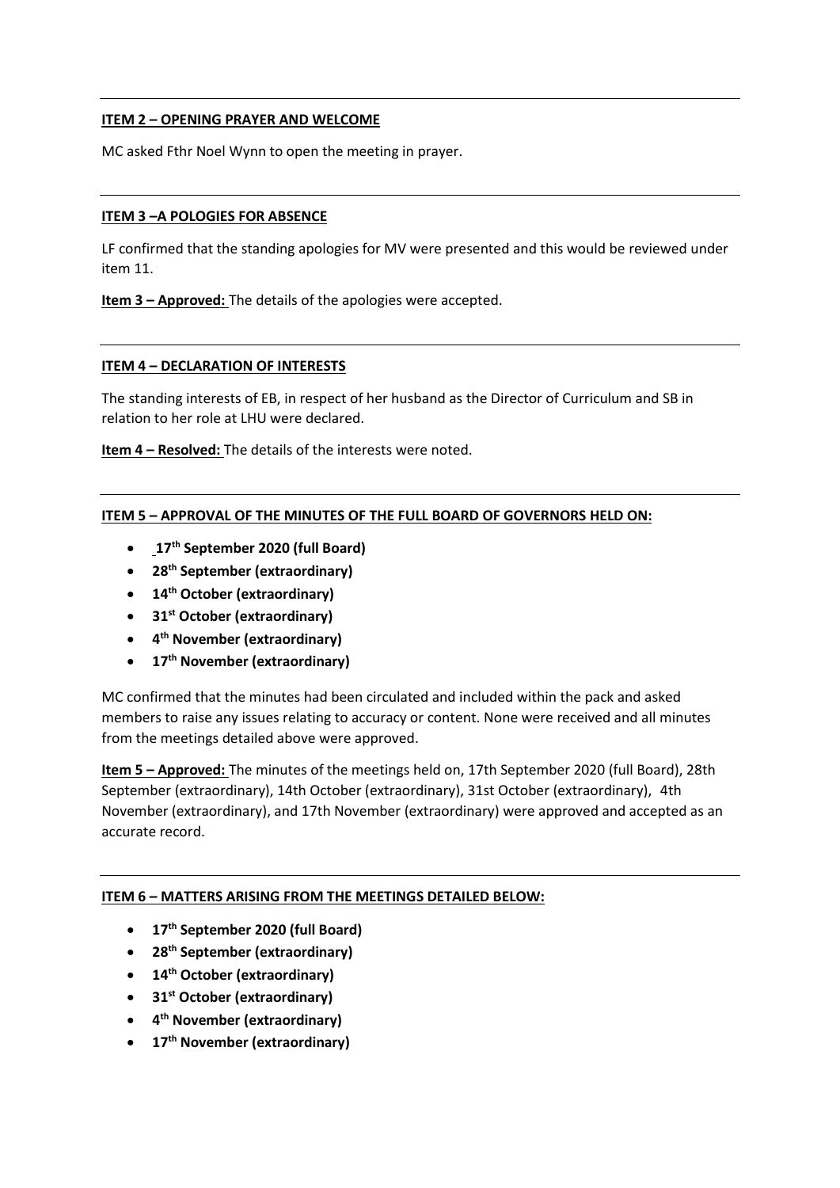**ITEM 2 – OPENING PRAYER AND WELCOME**

MC asked Fthr Noel Wynn to open the meeting in prayer.

---

**ITEM 3 –A POLOGIES FOR ABSENCE**

LF confirmed that the standing apologies for MV were presented and this would be reviewed under item 11.

**Item 3 – Approved:** The details of the apologies were accepted.

---

**ITEM 4 – DECLARATION OF INTERESTS**

The standing interests of EB, in respect of her husband as the Director of Curriculum and SB in relation to her role at LHU were declared.

**Item 4 – Resolved:** The details of the interests were noted.

---

**ITEM 5 – APPROVAL OF THE MINUTES OF THE FULL BOARD OF GOVERNORS HELD ON:**

- **17th September 2020 (full Board)**
- **28th September (extraordinary)**
- **14th October (extraordinary)**
- **31st October (extraordinary)**
- **4th November (extraordinary)**
- **17th November (extraordinary)**

MC confirmed that the minutes had been circulated and included within the pack and asked members to raise any issues relating to accuracy or content. None were received and all minutes from the meetings detailed above were approved.

**Item 5 – Approved:** The minutes of the meetings held on, 17th September 2020 (full Board), 28th September (extraordinary), 14th October (extraordinary), 31st October (extraordinary), 4th November (extraordinary), and 17th November (extraordinary) were approved and accepted as an accurate record.

---

**ITEM 6 – MATTERS ARISING FROM THE MEETINGS DETAILED BELOW:**

- **17th September 2020 (full Board)**
- **28th September (extraordinary)**
- **14th October (extraordinary)**
- **31st October (extraordinary)**
- **4th November (extraordinary)**
- **17th November (extraordinary)**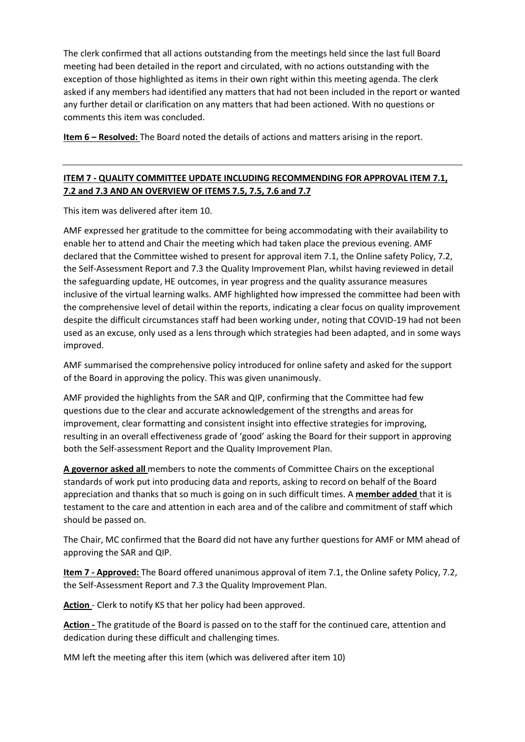The clerk confirmed that all actions outstanding from the meetings held since the last full Board meeting had been detailed in the report and circulated, with no actions outstanding with the exception of those highlighted as items in their own right within this meeting agenda. The clerk asked if any members had identified any matters that had not been included in the report or wanted any further detail or clarification on any matters that had been actioned. With no questions or comments this item was concluded.

**Item 6 – Resolved:** The Board noted the details of actions and matters arising in the report.

---

**ITEM 7 - QUALITY COMMITTEE UPDATE INCLUDING RECOMMENDING FOR APPROVAL ITEM 7.1, 7.2 and 7.3 AND AN OVERVIEW OF ITEMS 7.5, 7.5, 7.6 and 7.7**

This item was delivered after item 10.

AMF expressed her gratitude to the committee for being accommodating with their availability to enable her to attend and Chair the meeting which had taken place the previous evening. AMF declared that the Committee wished to present for approval item 7.1, the Online safety Policy, 7.2, the Self-Assessment Report and 7.3 the Quality Improvement Plan, whilst having reviewed in detail the safeguarding update, HE outcomes, in year progress and the quality assurance measures inclusive of the virtual learning walks. AMF highlighted how impressed the committee had been with the comprehensive level of detail within the reports, indicating a clear focus on quality improvement despite the difficult circumstances staff had been working under, noting that COVID-19 had not been used as an excuse, only used as a lens through which strategies had been adapted, and in some ways improved.

AMF summarised the comprehensive policy introduced for online safety and asked for the support of the Board in approving the policy. This was given unanimously.

AMF provided the highlights from the SAR and QIP, confirming that the Committee had few questions due to the clear and accurate acknowledgement of the strengths and areas for improvement, clear formatting and consistent insight into effective strategies for improving, resulting in an overall effectiveness grade of 'good' asking the Board for their support in approving both the Self-assessment Report and the Quality Improvement Plan.

**A governor asked all** members to note the comments of Committee Chairs on the exceptional standards of work put into producing data and reports, asking to record on behalf of the Board appreciation and thanks that so much is going on in such difficult times. A **member added** that it is testament to the care and attention in each area and of the calibre and commitment of staff which should be passed on.

The Chair, MC confirmed that the Board did not have any further questions for AMF or MM ahead of approving the SAR and QIP.

**Item 7 - Approved:** The Board offered unanimous approval of item 7.1, the Online safety Policy, 7.2, the Self-Assessment Report and 7.3 the Quality Improvement Plan.

**Action** - Clerk to notify KS that her policy had been approved.

**Action -** The gratitude of the Board is passed on to the staff for the continued care, attention and dedication during these difficult and challenging times.

MM left the meeting after this item (which was delivered after item 10)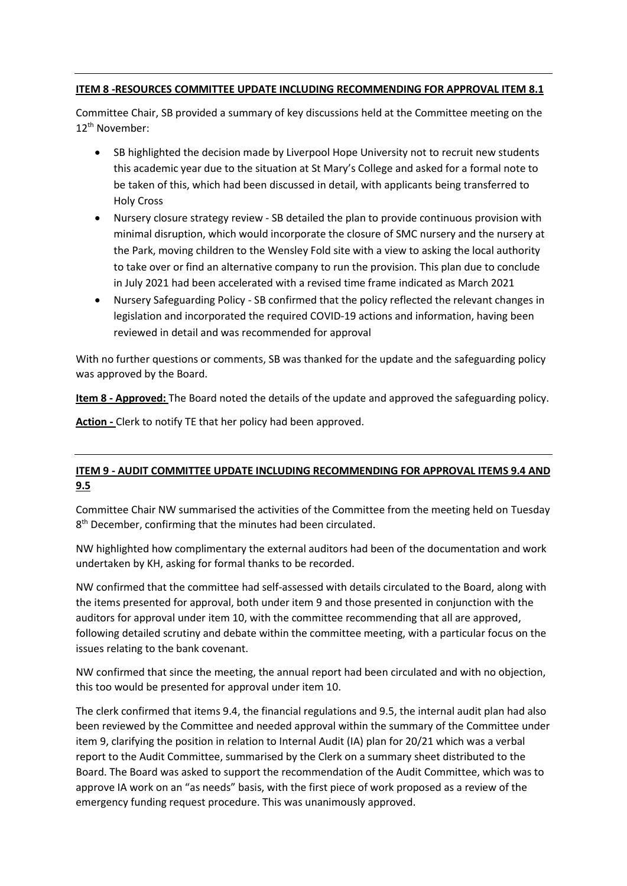**ITEM 8 -RESOURCES COMMITTEE UPDATE INCLUDING RECOMMENDING FOR APPROVAL ITEM 8.1**

Committee Chair, SB provided a summary of key discussions held at the Committee meeting on the 12th November:

- SB highlighted the decision made by Liverpool Hope University not to recruit new students this academic year due to the situation at St Mary's College and asked for a formal note to be taken of this, which had been discussed in detail, with applicants being transferred to Holy Cross
- Nursery closure strategy review - SB detailed the plan to provide continuous provision with minimal disruption, which would incorporate the closure of SMC nursery and the nursery at the Park, moving children to the Wensley Fold site with a view to asking the local authority to take over or find an alternative company to run the provision. This plan due to conclude in July 2021 had been accelerated with a revised time frame indicated as March 2021
- Nursery Safeguarding Policy - SB confirmed that the policy reflected the relevant changes in legislation and incorporated the required COVID-19 actions and information, having been reviewed in detail and was recommended for approval

With no further questions or comments, SB was thanked for the update and the safeguarding policy was approved by the Board.

**Item 8 - Approved:** The Board noted the details of the update and approved the safeguarding policy.

**Action -** Clerk to notify TE that her policy had been approved.

**ITEM 9 - AUDIT COMMITTEE UPDATE INCLUDING RECOMMENDING FOR APPROVAL ITEMS 9.4 AND 9.5**

Committee Chair NW summarised the activities of the Committee from the meeting held on Tuesday 8th December, confirming that the minutes had been circulated.

NW highlighted how complimentary the external auditors had been of the documentation and work undertaken by KH, asking for formal thanks to be recorded.

NW confirmed that the committee had self-assessed with details circulated to the Board, along with the items presented for approval, both under item 9 and those presented in conjunction with the auditors for approval under item 10, with the committee recommending that all are approved, following detailed scrutiny and debate within the committee meeting, with a particular focus on the issues relating to the bank covenant.

NW confirmed that since the meeting, the annual report had been circulated and with no objection, this too would be presented for approval under item 10.

The clerk confirmed that items 9.4, the financial regulations and 9.5, the internal audit plan had also been reviewed by the Committee and needed approval within the summary of the Committee under item 9, clarifying the position in relation to Internal Audit (IA) plan for 20/21 which was a verbal report to the Audit Committee, summarised by the Clerk on a summary sheet distributed to the Board. The Board was asked to support the recommendation of the Audit Committee, which was to approve IA work on an "as needs" basis, with the first piece of work proposed as a review of the emergency funding request procedure. This was unanimously approved.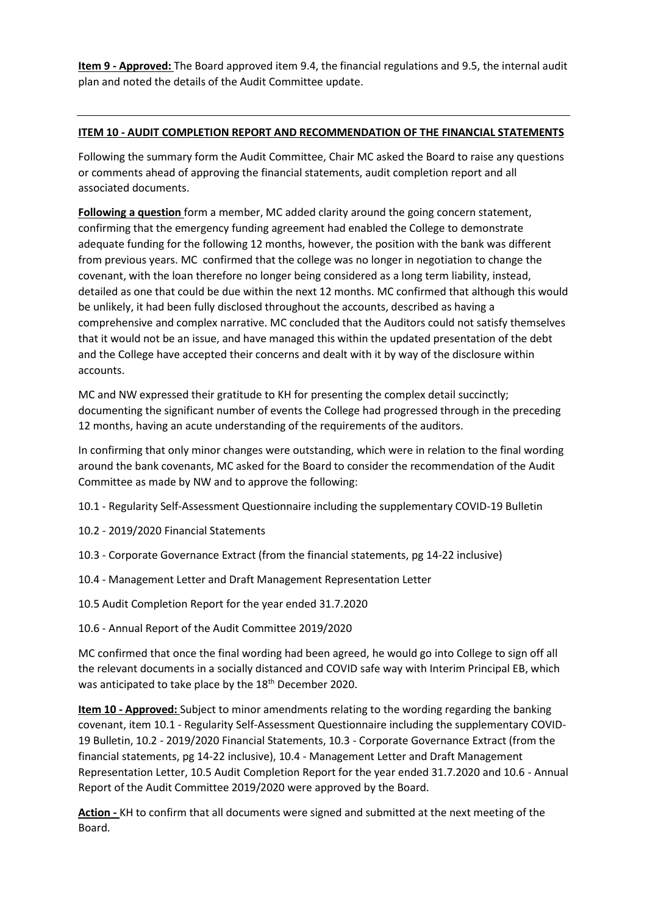**Item 9 - Approved:** The Board approved item 9.4, the financial regulations and 9.5, the internal audit plan and noted the details of the Audit Committee update.

---

**ITEM 10 - AUDIT COMPLETION REPORT AND RECOMMENDATION OF THE FINANCIAL STATEMENTS**

Following the summary form the Audit Committee, Chair MC asked the Board to raise any questions or comments ahead of approving the financial statements, audit completion report and all associated documents.

**Following a question** form a member, MC added clarity around the going concern statement, confirming that the emergency funding agreement had enabled the College to demonstrate adequate funding for the following 12 months, however, the position with the bank was different from previous years. MC confirmed that the college was no longer in negotiation to change the covenant, with the loan therefore no longer being considered as a long term liability, instead, detailed as one that could be due within the next 12 months. MC confirmed that although this would be unlikely, it had been fully disclosed throughout the accounts, described as having a comprehensive and complex narrative. MC concluded that the Auditors could not satisfy themselves that it would not be an issue, and have managed this within the updated presentation of the debt and the College have accepted their concerns and dealt with it by way of the disclosure within accounts.

MC and NW expressed their gratitude to KH for presenting the complex detail succinctly; documenting the significant number of events the College had progressed through in the preceding 12 months, having an acute understanding of the requirements of the auditors.

In confirming that only minor changes were outstanding, which were in relation to the final wording around the bank covenants, MC asked for the Board to consider the recommendation of the Audit Committee as made by NW and to approve the following:

10.1 - Regularity Self-Assessment Questionnaire including the supplementary COVID-19 Bulletin

10.2 - 2019/2020 Financial Statements

10.3 - Corporate Governance Extract (from the financial statements, pg 14-22 inclusive)

10.4 - Management Letter and Draft Management Representation Letter

10.5 Audit Completion Report for the year ended 31.7.2020

10.6 - Annual Report of the Audit Committee 2019/2020

MC confirmed that once the final wording had been agreed, he would go into College to sign off all the relevant documents in a socially distanced and COVID safe way with Interim Principal EB, which was anticipated to take place by the 18th December 2020.

**Item 10 - Approved:** Subject to minor amendments relating to the wording regarding the banking covenant, item 10.1 - Regularity Self-Assessment Questionnaire including the supplementary COVID-19 Bulletin, 10.2 - 2019/2020 Financial Statements, 10.3 - Corporate Governance Extract (from the financial statements, pg 14-22 inclusive), 10.4 - Management Letter and Draft Management Representation Letter, 10.5 Audit Completion Report for the year ended 31.7.2020 and 10.6 - Annual Report of the Audit Committee 2019/2020 were approved by the Board.

**Action -** KH to confirm that all documents were signed and submitted at the next meeting of the Board.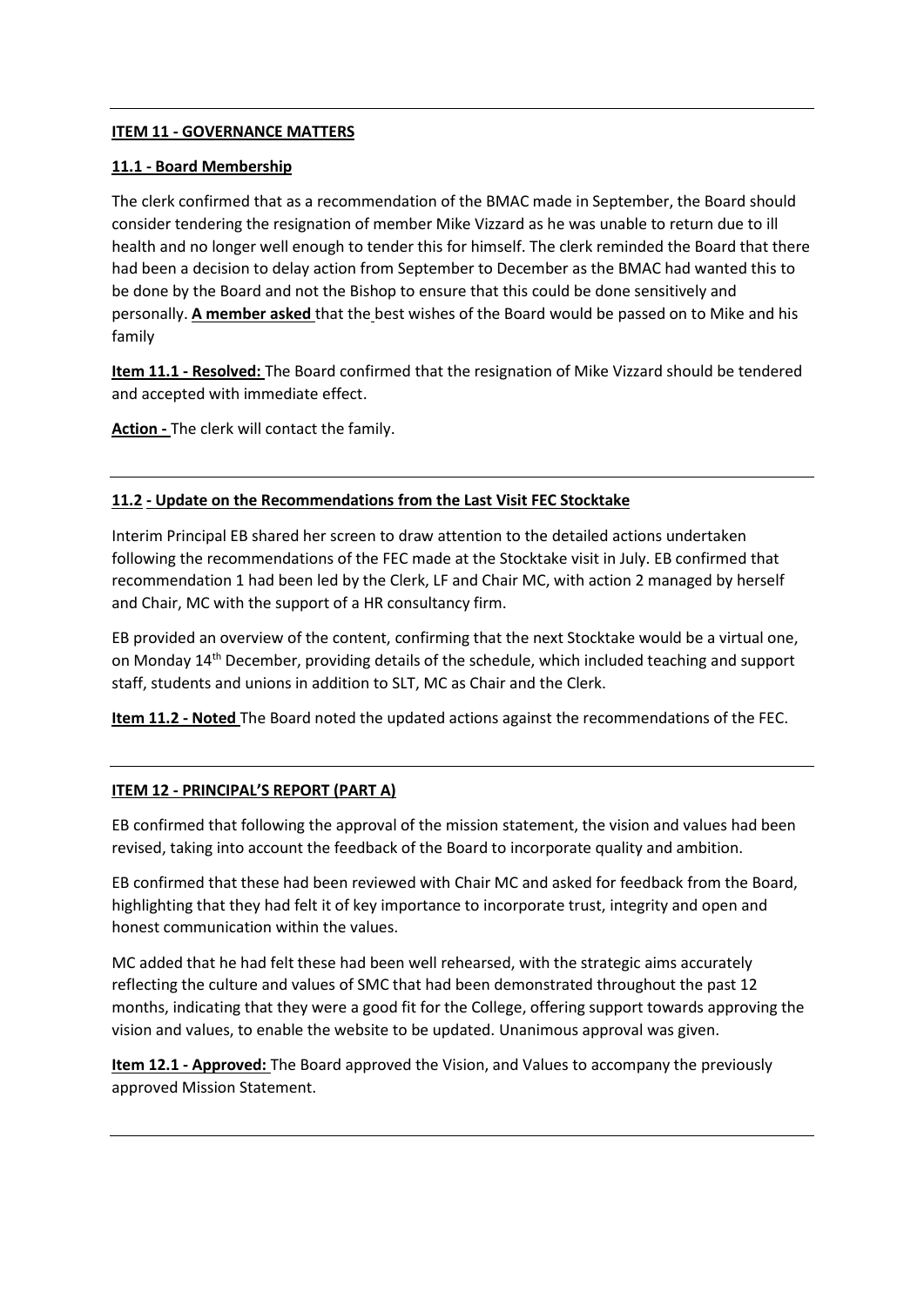**ITEM 11 - GOVERNANCE MATTERS**

**11.1 - Board Membership**

The clerk confirmed that as a recommendation of the BMAC made in September, the Board should consider tendering the resignation of member Mike Vizzard as he was unable to return due to ill health and no longer well enough to tender this for himself. The clerk reminded the Board that there had been a decision to delay action from September to December as the BMAC had wanted this to be done by the Board and not the Bishop to ensure that this could be done sensitively and personally. **A member asked** that the best wishes of the Board would be passed on to Mike and his family

**Item 11.1 - Resolved:** The Board confirmed that the resignation of Mike Vizzard should be tendered and accepted with immediate effect.

**Action -** The clerk will contact the family.

**11.2 - Update on the Recommendations from the Last Visit FEC Stocktake**

Interim Principal EB shared her screen to draw attention to the detailed actions undertaken following the recommendations of the FEC made at the Stocktake visit in July. EB confirmed that recommendation 1 had been led by the Clerk, LF and Chair MC, with action 2 managed by herself and Chair, MC with the support of a HR consultancy firm.

EB provided an overview of the content, confirming that the next Stocktake would be a virtual one, on Monday 14th December, providing details of the schedule, which included teaching and support staff, students and unions in addition to SLT, MC as Chair and the Clerk.

**Item 11.2 - Noted** The Board noted the updated actions against the recommendations of the FEC.

**ITEM 12 - PRINCIPAL'S REPORT (PART A)**

EB confirmed that following the approval of the mission statement, the vision and values had been revised, taking into account the feedback of the Board to incorporate quality and ambition.

EB confirmed that these had been reviewed with Chair MC and asked for feedback from the Board, highlighting that they had felt it of key importance to incorporate trust, integrity and open and honest communication within the values.

MC added that he had felt these had been well rehearsed, with the strategic aims accurately reflecting the culture and values of SMC that had been demonstrated throughout the past 12 months, indicating that they were a good fit for the College, offering support towards approving the vision and values, to enable the website to be updated. Unanimous approval was given.

**Item 12.1 - Approved:** The Board approved the Vision, and Values to accompany the previously approved Mission Statement.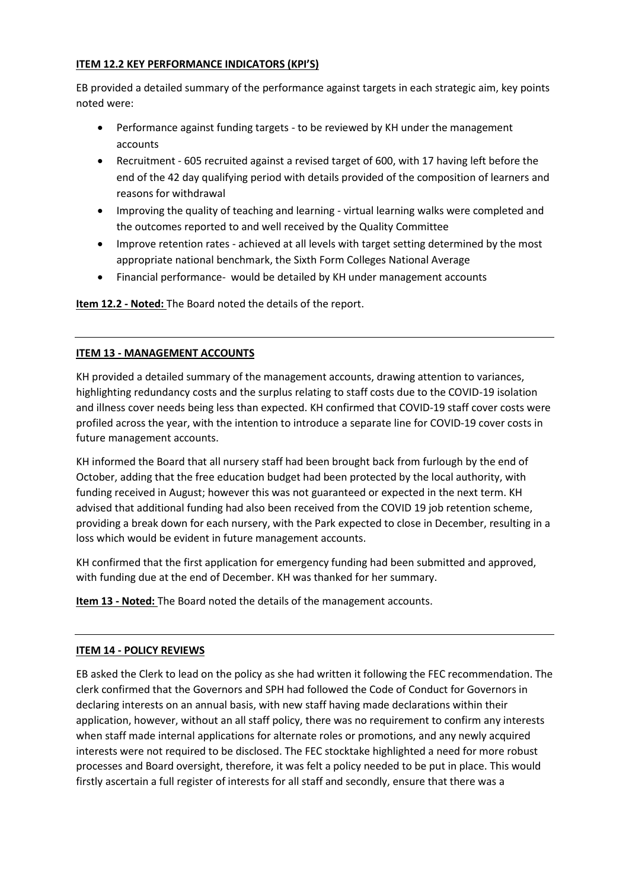**ITEM 12.2 KEY PERFORMANCE INDICATORS (KPI'S)**

EB provided a detailed summary of the performance against targets in each strategic aim, key points noted were:

- Performance against funding targets - to be reviewed by KH under the management accounts
- Recruitment - 605 recruited against a revised target of 600, with 17 having left before the end of the 42 day qualifying period with details provided of the composition of learners and reasons for withdrawal
- Improving the quality of teaching and learning - virtual learning walks were completed and the outcomes reported to and well received by the Quality Committee
- Improve retention rates - achieved at all levels with target setting determined by the most appropriate national benchmark, the Sixth Form Colleges National Average
- Financial performance- would be detailed by KH under management accounts

**Item 12.2 - Noted:** The Board noted the details of the report.

---

**ITEM 13 - MANAGEMENT ACCOUNTS**

KH provided a detailed summary of the management accounts, drawing attention to variances, highlighting redundancy costs and the surplus relating to staff costs due to the COVID-19 isolation and illness cover needs being less than expected. KH confirmed that COVID-19 staff cover costs were profiled across the year, with the intention to introduce a separate line for COVID-19 cover costs in future management accounts.

KH informed the Board that all nursery staff had been brought back from furlough by the end of October, adding that the free education budget had been protected by the local authority, with funding received in August; however this was not guaranteed or expected in the next term. KH advised that additional funding had also been received from the COVID 19 job retention scheme, providing a break down for each nursery, with the Park expected to close in December, resulting in a loss which would be evident in future management accounts.

KH confirmed that the first application for emergency funding had been submitted and approved, with funding due at the end of December. KH was thanked for her summary.

**Item 13 - Noted:** The Board noted the details of the management accounts.

---

**ITEM 14 - POLICY REVIEWS**

EB asked the Clerk to lead on the policy as she had written it following the FEC recommendation. The clerk confirmed that the Governors and SPH had followed the Code of Conduct for Governors in declaring interests on an annual basis, with new staff having made declarations within their application, however, without an all staff policy, there was no requirement to confirm any interests when staff made internal applications for alternate roles or promotions, and any newly acquired interests were not required to be disclosed. The FEC stocktake highlighted a need for more robust processes and Board oversight, therefore, it was felt a policy needed to be put in place. This would firstly ascertain a full register of interests for all staff and secondly, ensure that there was a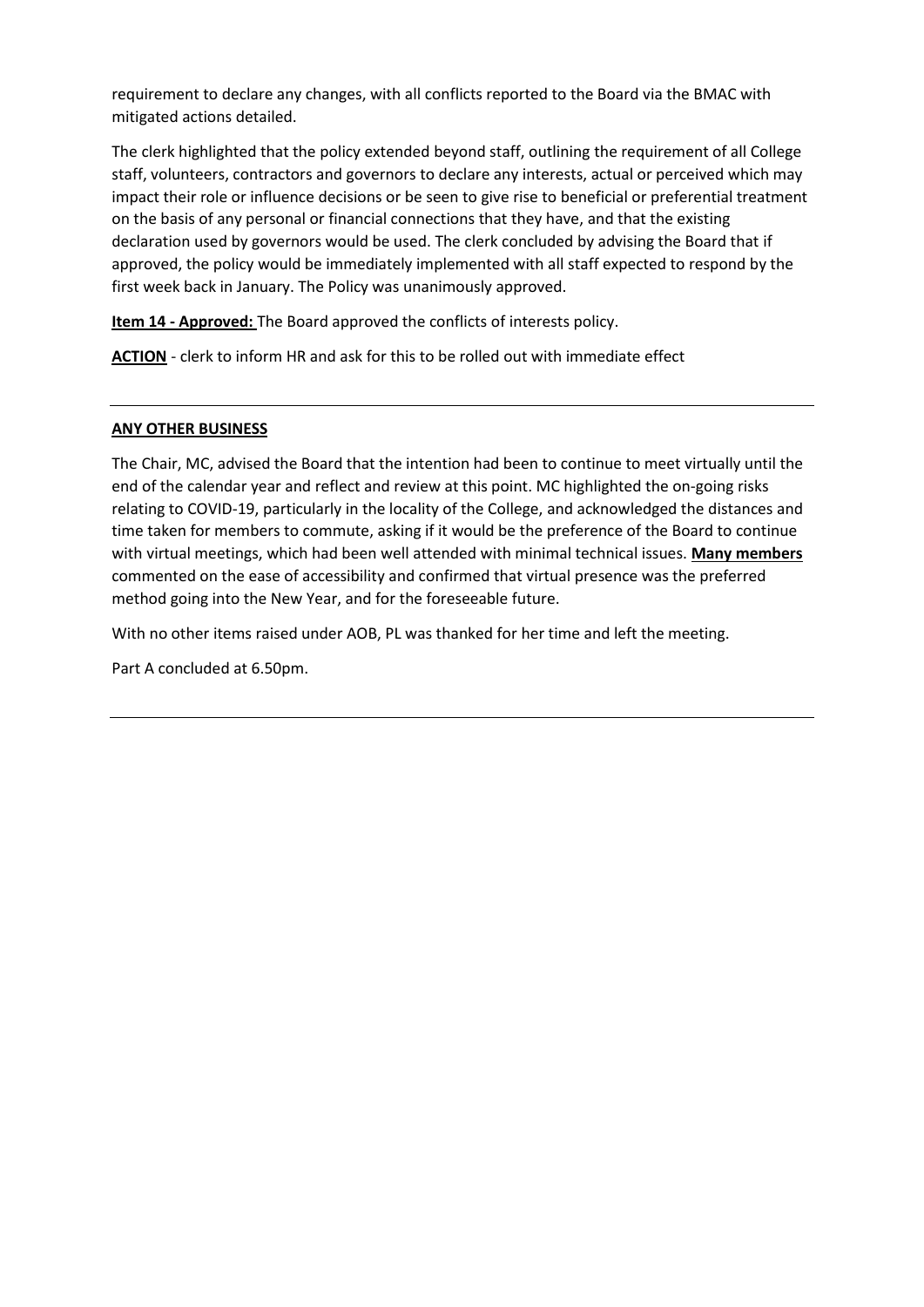requirement to declare any changes, with all conflicts reported to the Board via the BMAC with mitigated actions detailed.

The clerk highlighted that the policy extended beyond staff, outlining the requirement of all College staff, volunteers, contractors and governors to declare any interests, actual or perceived which may impact their role or influence decisions or be seen to give rise to beneficial or preferential treatment on the basis of any personal or financial connections that they have, and that the existing declaration used by governors would be used. The clerk concluded by advising the Board that if approved, the policy would be immediately implemented with all staff expected to respond by the first week back in January. The Policy was unanimously approved.

**Item 14 - Approved:** The Board approved the conflicts of interests policy.

**ACTION** - clerk to inform HR and ask for this to be rolled out with immediate effect

---

**ANY OTHER BUSINESS**

The Chair, MC, advised the Board that the intention had been to continue to meet virtually until the end of the calendar year and reflect and review at this point. MC highlighted the on-going risks relating to COVID-19, particularly in the locality of the College, and acknowledged the distances and time taken for members to commute, asking if it would be the preference of the Board to continue with virtual meetings, which had been well attended with minimal technical issues. **Many members** commented on the ease of accessibility and confirmed that virtual presence was the preferred method going into the New Year, and for the foreseeable future.

With no other items raised under AOB, PL was thanked for her time and left the meeting.

Part A concluded at 6.50pm.

---